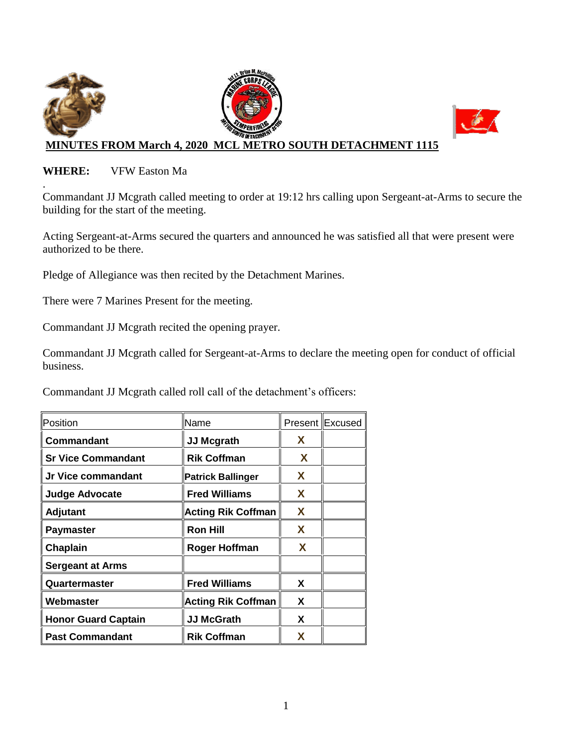**MINUTES FROM March 4, 2020  MCL METRO SOUTH DETACHMENT 1115**

**WHERE:** VFW Easton Ma

.

Commandant JJ Mcgrath called meeting to order at 19:12 hrs calling upon Sergeant-at-Arms to secure the building for the start of the meeting.

Acting Sergeant-at-Arms secured the quarters and announced he was satisfied all that were present were authorized to be there.

Pledge of Allegiance was then recited by the Detachment Marines.

There were 7 Marines Present for the meeting.

Commandant JJ Mcgrath recited the opening prayer.

Commandant JJ Mcgrath called for Sergeant-at-Arms to declare the meeting open for conduct of official business.

Commandant JJ Mcgrath called roll call of the detachment's officers:

| Position | Name | Present | Excused |
|---|---|---|---|
| **Commandant** | **JJ Mcgrath** | **X** | |
| **Sr Vice Commandant** | **Rik Coffman** | **X** | |
| **Jr Vice commandant** | **Patrick Ballinger** | **X** | |
| **Judge Advocate** | **Fred Williams** | **X** | |
| **Adjutant** | **Acting Rik Coffman** | **X** | |
| **Paymaster** | **Ron Hill** | **X** | |
| **Chaplain** | **Roger Hoffman** | **X** | |
| **Sergeant at Arms** | | | |
| **Quartermaster** | **Fred Williams** | **X** | |
| **Webmaster** | **Acting Rik Coffman** | **X** | |
| **Honor Guard Captain** | **JJ McGrath** | **X** | |
| **Past Commandant** | **Rik Coffman** | **X** | |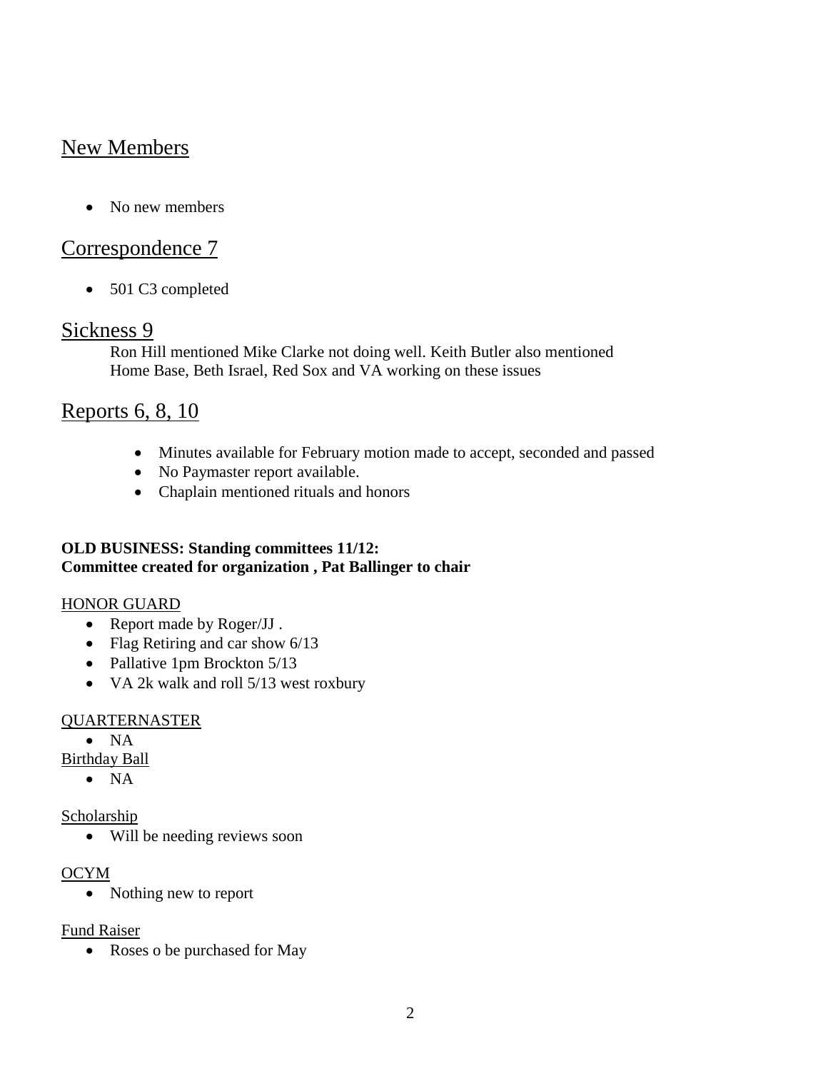## New Members

- No new members

## Correspondence 7

- 501 C3 completed

## Sickness 9

Ron Hill mentioned Mike Clarke not doing well. Keith Butler also mentioned Home Base, Beth Israel, Red Sox and VA working on these issues

## Reports 6, 8, 10

- Minutes available for February motion made to accept, seconded and passed
- No Paymaster report available.
- Chaplain mentioned rituals and honors

**OLD BUSINESS: Standing committees 11/12:**
**Committee created for organization , Pat Ballinger to chair**

HONOR GUARD

- Report made by Roger/JJ .
- Flag Retiring and car show 6/13
- Pallative 1pm Brockton 5/13
- VA 2k walk and roll 5/13 west roxbury

QUARTERNASTER

- NA

Birthday Ball

- NA

Scholarship

- Will be needing reviews soon

OCYM

- Nothing new to report

Fund Raiser

- Roses o be purchased for May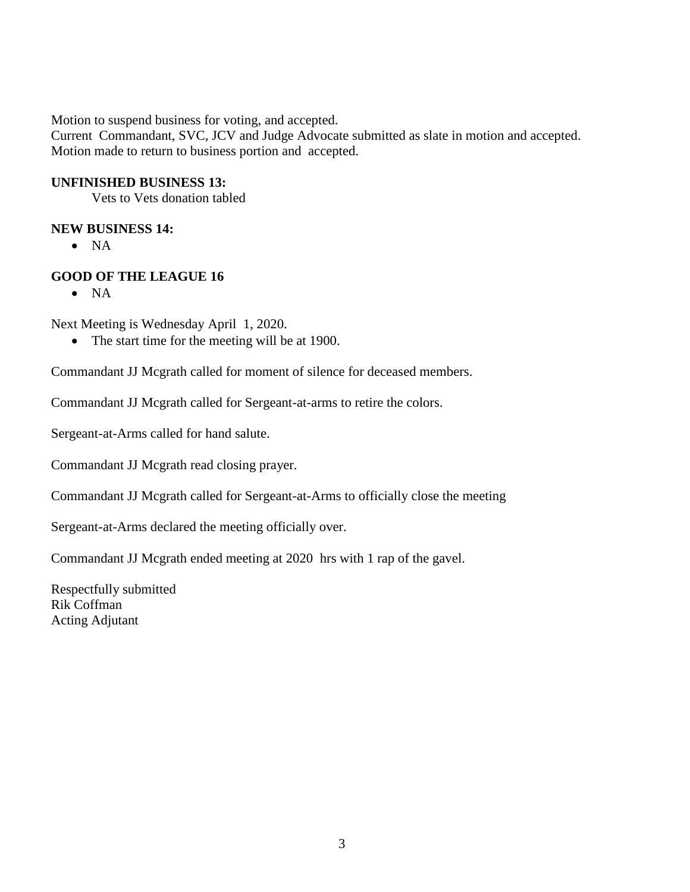Motion to suspend business for voting, and accepted.
Current Commandant, SVC, JCV and Judge Advocate submitted as slate in motion and accepted.
Motion made to return to business portion and accepted.

**UNFINISHED BUSINESS 13:**

Vets to Vets donation tabled

**NEW BUSINESS 14:**

- NA

**GOOD OF THE LEAGUE 16**

- NA

Next Meeting is Wednesday April 1, 2020.

- The start time for the meeting will be at 1900.

Commandant JJ Mcgrath called for moment of silence for deceased members.

Commandant JJ Mcgrath called for Sergeant-at-arms to retire the colors.

Sergeant-at-Arms called for hand salute.

Commandant JJ Mcgrath read closing prayer.

Commandant JJ Mcgrath called for Sergeant-at-Arms to officially close the meeting

Sergeant-at-Arms declared the meeting officially over.

Commandant JJ Mcgrath ended meeting at 2020 hrs with 1 rap of the gavel.

Respectfully submitted
Rik Coffman
Acting Adjutant